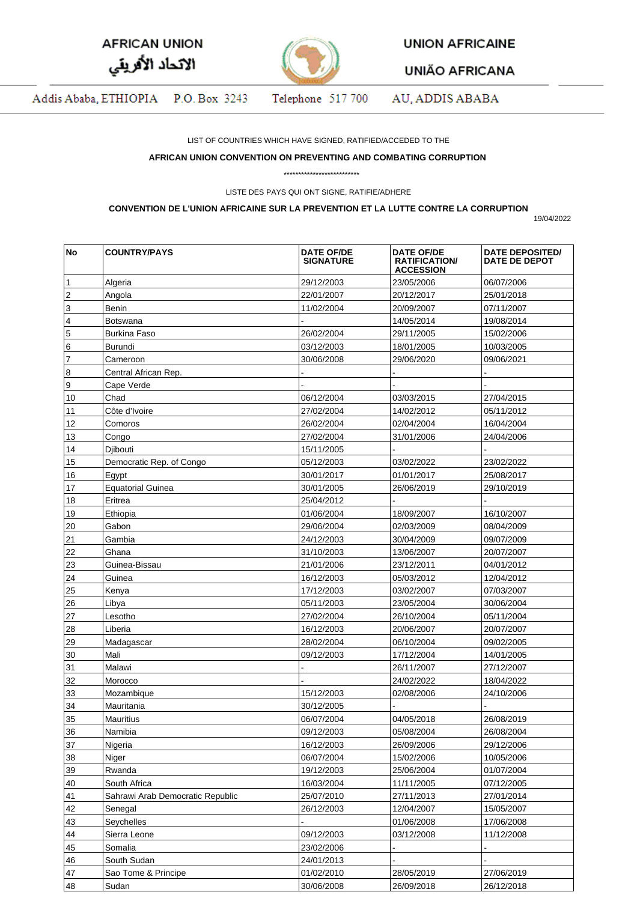AFRICAN UNION

الاتحاد الأفريقي

UNION AFRICAINE

UNIÃO AFRICANA

Addis Ababa, ETHIOPIA P.O. Box 3243 Telephone 517 700 AU, ADDIS ABABA

LIST OF COUNTRIES WHICH HAVE SIGNED, RATIFIED/ACCEDED TO THE

**AFRICAN UNION CONVENTION ON PREVENTING AND COMBATING CORRUPTION**

*************************

LISTE DES PAYS QUI ONT SIGNE, RATIFIE/ADHERE

**CONVENTION DE L'UNION AFRICAINE SUR LA PREVENTION ET LA LUTTE CONTRE LA CORRUPTION**

19/04/2022

| No | COUNTRY/PAYS | DATE OF/DE SIGNATURE | DATE OF/DE RATIFICATION/ ACCESSION | DATE DEPOSITED/ DATE DE DEPOT |
|---|---|---|---|---|
| 1 | Algeria | 29/12/2003 | 23/05/2006 | 06/07/2006 |
| 2 | Angola | 22/01/2007 | 20/12/2017 | 25/01/2018 |
| 3 | Benin | 11/02/2004 | 20/09/2007 | 07/11/2007 |
| 4 | Botswana | - | 14/05/2014 | 19/08/2014 |
| 5 | Burkina Faso | 26/02/2004 | 29/11/2005 | 15/02/2006 |
| 6 | Burundi | 03/12/2003 | 18/01/2005 | 10/03/2005 |
| 7 | Cameroon | 30/06/2008 | 29/06/2020 | 09/06/2021 |
| 8 | Central African Rep. | - | - | - |
| 9 | Cape Verde | - | - | - |
| 10 | Chad | 06/12/2004 | 03/03/2015 | 27/04/2015 |
| 11 | Côte d'Ivoire | 27/02/2004 | 14/02/2012 | 05/11/2012 |
| 12 | Comoros | 26/02/2004 | 02/04/2004 | 16/04/2004 |
| 13 | Congo | 27/02/2004 | 31/01/2006 | 24/04/2006 |
| 14 | Djibouti | 15/11/2005 | - | - |
| 15 | Democratic Rep. of Congo | 05/12/2003 | 03/02/2022 | 23/02/2022 |
| 16 | Egypt | 30/01/2017 | 01/01/2017 | 25/08/2017 |
| 17 | Equatorial Guinea | 30/01/2005 | 26/06/2019 | 29/10/2019 |
| 18 | Eritrea | 25/04/2012 | - | - |
| 19 | Ethiopia | 01/06/2004 | 18/09/2007 | 16/10/2007 |
| 20 | Gabon | 29/06/2004 | 02/03/2009 | 08/04/2009 |
| 21 | Gambia | 24/12/2003 | 30/04/2009 | 09/07/2009 |
| 22 | Ghana | 31/10/2003 | 13/06/2007 | 20/07/2007 |
| 23 | Guinea-Bissau | 21/01/2006 | 23/12/2011 | 04/01/2012 |
| 24 | Guinea | 16/12/2003 | 05/03/2012 | 12/04/2012 |
| 25 | Kenya | 17/12/2003 | 03/02/2007 | 07/03/2007 |
| 26 | Libya | 05/11/2003 | 23/05/2004 | 30/06/2004 |
| 27 | Lesotho | 27/02/2004 | 26/10/2004 | 05/11/2004 |
| 28 | Liberia | 16/12/2003 | 20/06/2007 | 20/07/2007 |
| 29 | Madagascar | 28/02/2004 | 06/10/2004 | 09/02/2005 |
| 30 | Mali | 09/12/2003 | 17/12/2004 | 14/01/2005 |
| 31 | Malawi | - | 26/11/2007 | 27/12/2007 |
| 32 | Morocco | - | 24/02/2022 | 18/04/2022 |
| 33 | Mozambique | 15/12/2003 | 02/08/2006 | 24/10/2006 |
| 34 | Mauritania | 30/12/2005 | - | - |
| 35 | Mauritius | 06/07/2004 | 04/05/2018 | 26/08/2019 |
| 36 | Namibia | 09/12/2003 | 05/08/2004 | 26/08/2004 |
| 37 | Nigeria | 16/12/2003 | 26/09/2006 | 29/12/2006 |
| 38 | Niger | 06/07/2004 | 15/02/2006 | 10/05/2006 |
| 39 | Rwanda | 19/12/2003 | 25/06/2004 | 01/07/2004 |
| 40 | South Africa | 16/03/2004 | 11/11/2005 | 07/12/2005 |
| 41 | Sahrawi Arab Democratic Republic | 25/07/2010 | 27/11/2013 | 27/01/2014 |
| 42 | Senegal | 26/12/2003 | 12/04/2007 | 15/05/2007 |
| 43 | Seychelles | - | 01/06/2008 | 17/06/2008 |
| 44 | Sierra Leone | 09/12/2003 | 03/12/2008 | 11/12/2008 |
| 45 | Somalia | 23/02/2006 | - | - |
| 46 | South Sudan | 24/01/2013 | - | - |
| 47 | Sao Tome & Principe | 01/02/2010 | 28/05/2019 | 27/06/2019 |
| 48 | Sudan | 30/06/2008 | 26/09/2018 | 26/12/2018 |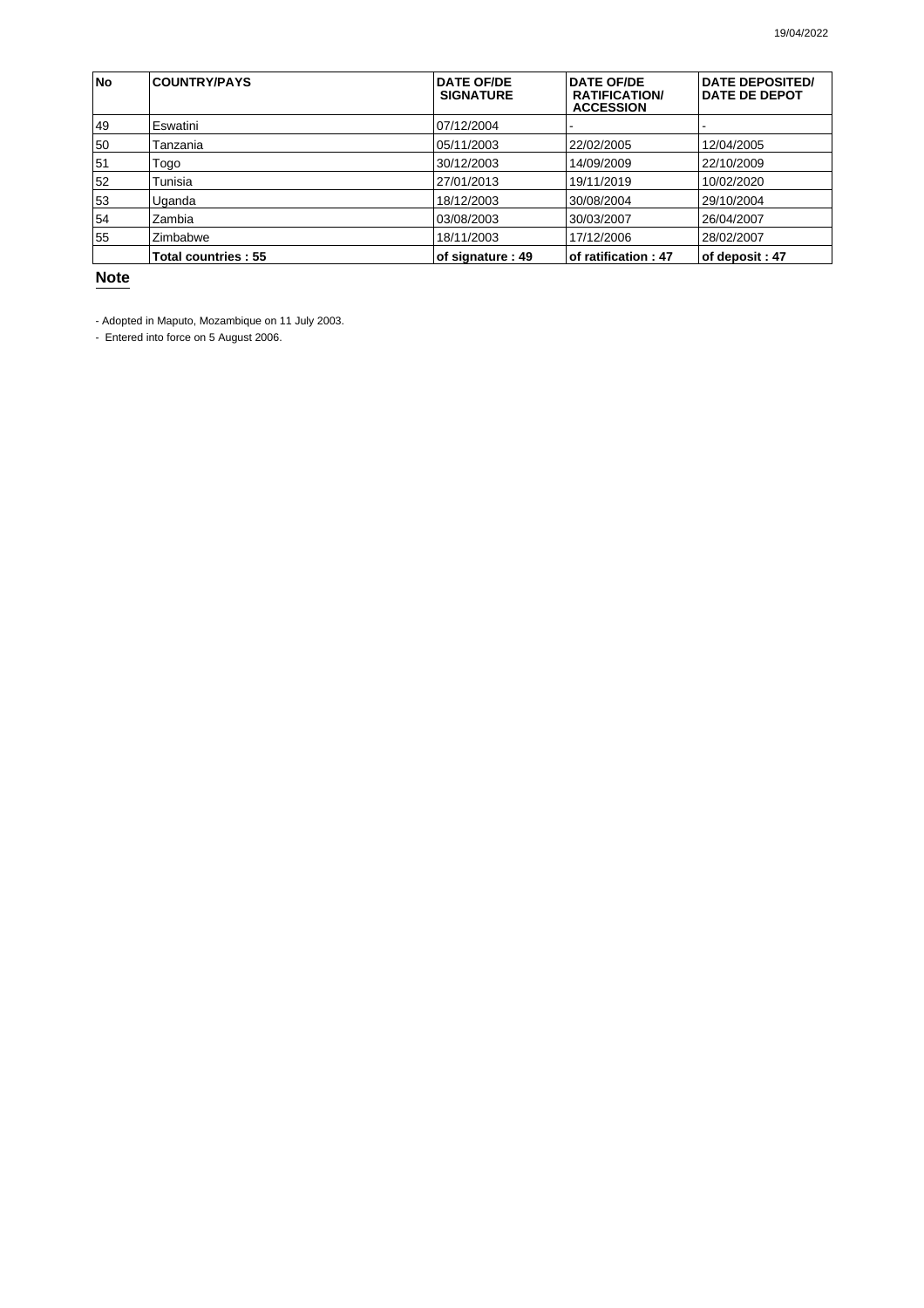| No | COUNTRY/PAYS | DATE OF/DE SIGNATURE | DATE OF/DE RATIFICATION/ ACCESSION | DATE DEPOSITED/ DATE DE DEPOT |
|---|---|---|---|---|
| 49 | Eswatini | 07/12/2004 | - | - |
| 50 | Tanzania | 05/11/2003 | 22/02/2005 | 12/04/2005 |
| 51 | Togo | 30/12/2003 | 14/09/2009 | 22/10/2009 |
| 52 | Tunisia | 27/01/2013 | 19/11/2019 | 10/02/2020 |
| 53 | Uganda | 18/12/2003 | 30/08/2004 | 29/10/2004 |
| 54 | Zambia | 03/08/2003 | 30/03/2007 | 26/04/2007 |
| 55 | Zimbabwe | 18/11/2003 | 17/12/2006 | 28/02/2007 |
| | **Total countries : 55** | **of signature : 49** | **of ratification : 47** | **of deposit : 47** |

## Note

- Adopted in Maputo, Mozambique on 11 July 2003.

- Entered into force on 5 August 2006.